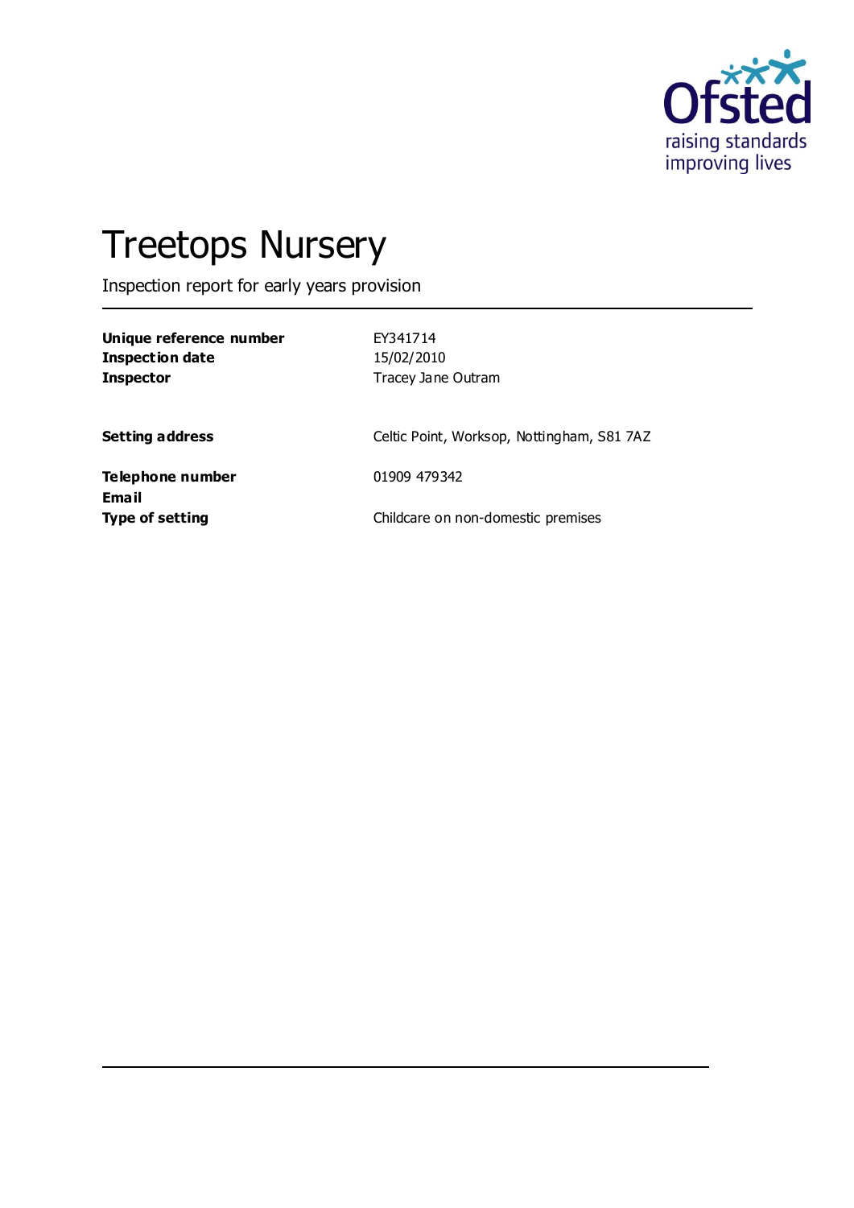# Treetops Nursery

Inspection report for early years provision

| | |
|---|---|
| **Unique reference number** | EY341714 |
| **Inspection date** | 15/02/2010 |
| **Inspector** | Tracey Jane Outram |
| | |
| **Setting address** | Celtic Point, Worksop, Nottingham, S81 7AZ |
| | |
| **Telephone number** | 01909 479342 |
| **Email** | |
| **Type of setting** | Childcare on non-domestic premises |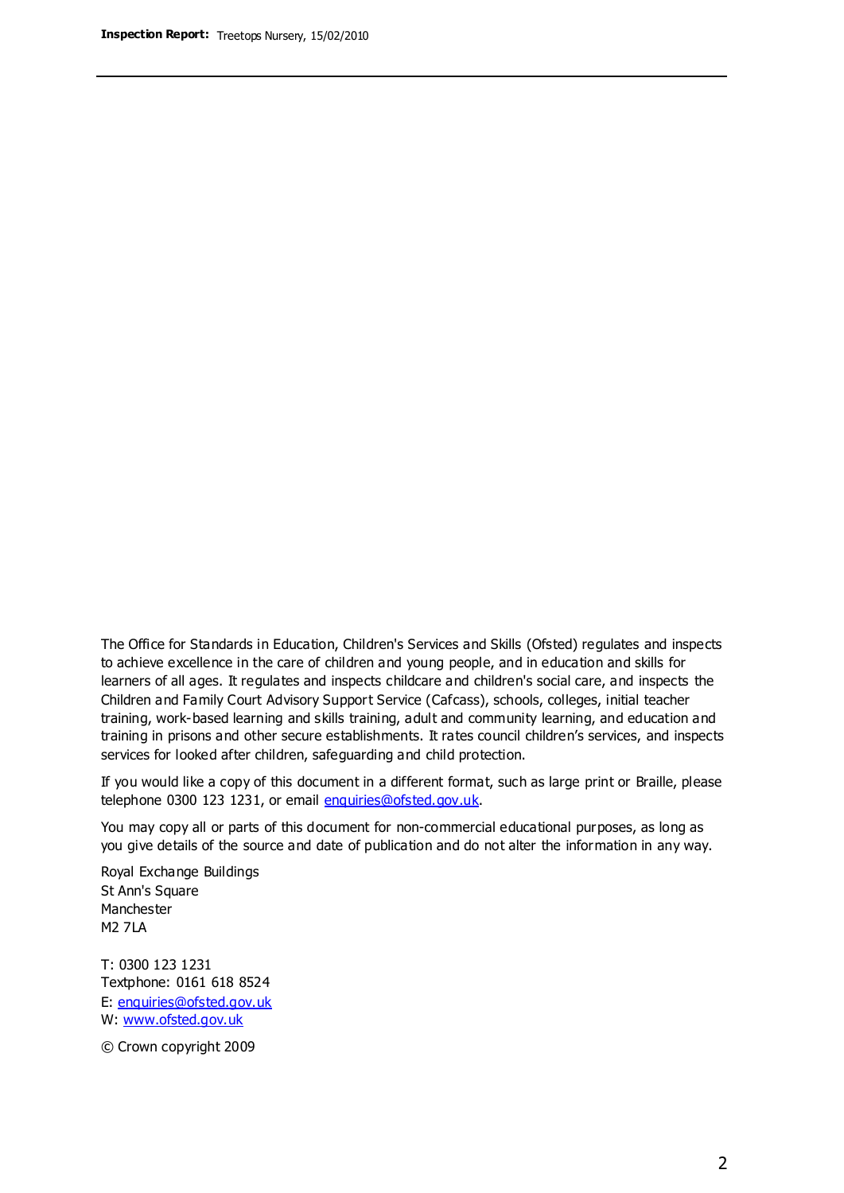The Office for Standards in Education, Children's Services and Skills (Ofsted) regulates and inspects to achieve excellence in the care of children and young people, and in education and skills for learners of all ages. It regulates and inspects childcare and children's social care, and inspects the Children and Family Court Advisory Support Service (Cafcass), schools, colleges, initial teacher training, work-based learning and skills training, adult and community learning, and education and training in prisons and other secure establishments. It rates council children's services, and inspects services for looked after children, safeguarding and child protection.

If you would like a copy of this document in a different format, such as large print or Braille, please telephone 0300 123 1231, or email enquiries@ofsted.gov.uk.

You may copy all or parts of this document for non-commercial educational purposes, as long as you give details of the source and date of publication and do not alter the information in any way.

Royal Exchange Buildings
St Ann's Square
Manchester
M2 7LA

T: 0300 123 1231
Textphone: 0161 618 8524
E: enquiries@ofsted.gov.uk
W: www.ofsted.gov.uk

© Crown copyright 2009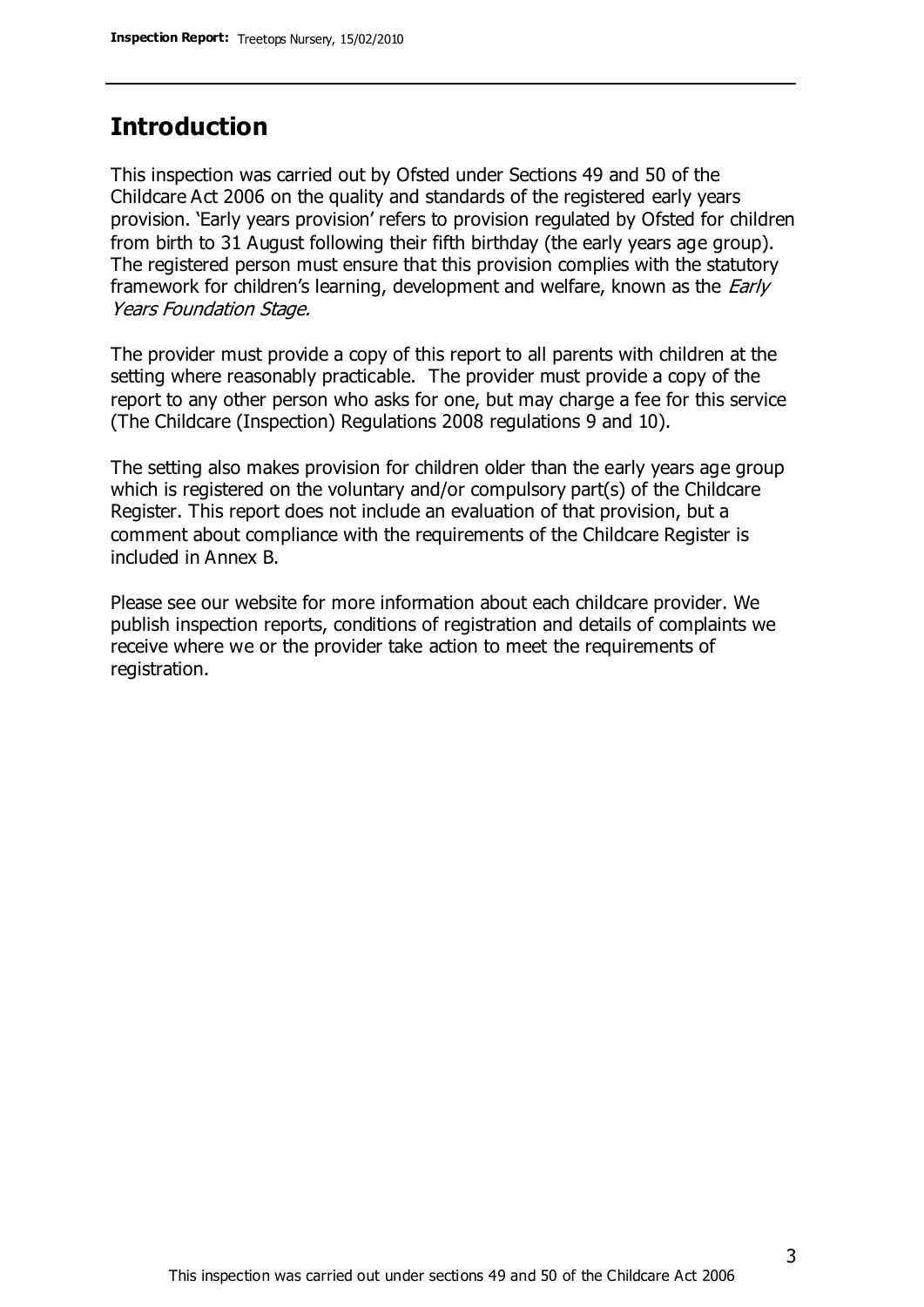## Introduction

This inspection was carried out by Ofsted under Sections 49 and 50 of the Childcare Act 2006 on the quality and standards of the registered early years provision. 'Early years provision' refers to provision regulated by Ofsted for children from birth to 31 August following their fifth birthday (the early years age group). The registered person must ensure that this provision complies with the statutory framework for children's learning, development and welfare, known as the *Early Years Foundation Stage.*

The provider must provide a copy of this report to all parents with children at the setting where reasonably practicable. The provider must provide a copy of the report to any other person who asks for one, but may charge a fee for this service (The Childcare (Inspection) Regulations 2008 regulations 9 and 10).

The setting also makes provision for children older than the early years age group which is registered on the voluntary and/or compulsory part(s) of the Childcare Register. This report does not include an evaluation of that provision, but a comment about compliance with the requirements of the Childcare Register is included in Annex B.

Please see our website for more information about each childcare provider. We publish inspection reports, conditions of registration and details of complaints we receive where we or the provider take action to meet the requirements of registration.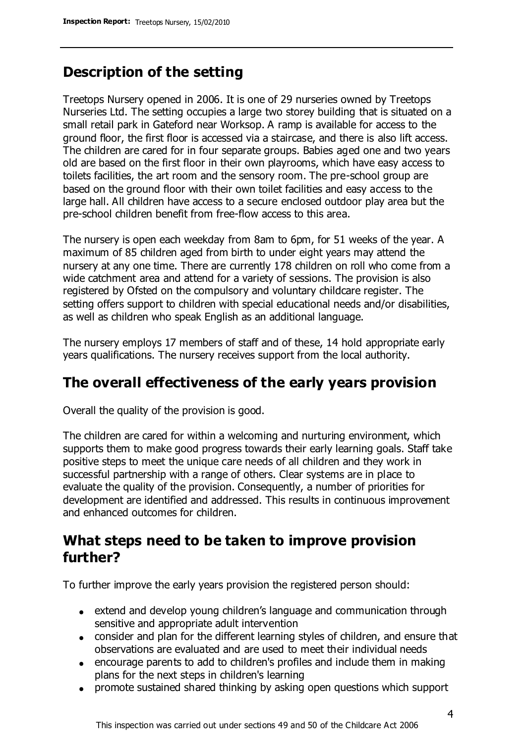## Description of the setting

Treetops Nursery opened in 2006. It is one of 29 nurseries owned by Treetops Nurseries Ltd. The setting occupies a large two storey building that is situated on a small retail park in Gateford near Worksop. A ramp is available for access to the ground floor, the first floor is accessed via a staircase, and there is also lift access. The children are cared for in four separate groups. Babies aged one and two years old are based on the first floor in their own playrooms, which have easy access to toilets facilities, the art room and the sensory room. The pre-school group are based on the ground floor with their own toilet facilities and easy access to the large hall. All children have access to a secure enclosed outdoor play area but the pre-school children benefit from free-flow access to this area.

The nursery is open each weekday from 8am to 6pm, for 51 weeks of the year. A maximum of 85 children aged from birth to under eight years may attend the nursery at any one time. There are currently 178 children on roll who come from a wide catchment area and attend for a variety of sessions. The provision is also registered by Ofsted on the compulsory and voluntary childcare register. The setting offers support to children with special educational needs and/or disabilities, as well as children who speak English as an additional language.

The nursery employs 17 members of staff and of these, 14 hold appropriate early years qualifications. The nursery receives support from the local authority.

## The overall effectiveness of the early years provision

Overall the quality of the provision is good.

The children are cared for within a welcoming and nurturing environment, which supports them to make good progress towards their early learning goals. Staff take positive steps to meet the unique care needs of all children and they work in successful partnership with a range of others. Clear systems are in place to evaluate the quality of the provision. Consequently, a number of priorities for development are identified and addressed. This results in continuous improvement and enhanced outcomes for children.

## What steps need to be taken to improve provision further?

To further improve the early years provision the registered person should:

- extend and develop young children's language and communication through sensitive and appropriate adult intervention
- consider and plan for the different learning styles of children, and ensure that observations are evaluated and are used to meet their individual needs
- encourage parents to add to children's profiles and include them in making plans for the next steps in children's learning
- promote sustained shared thinking by asking open questions which support

This inspection was carried out under sections 49 and 50 of the Childcare Act 2006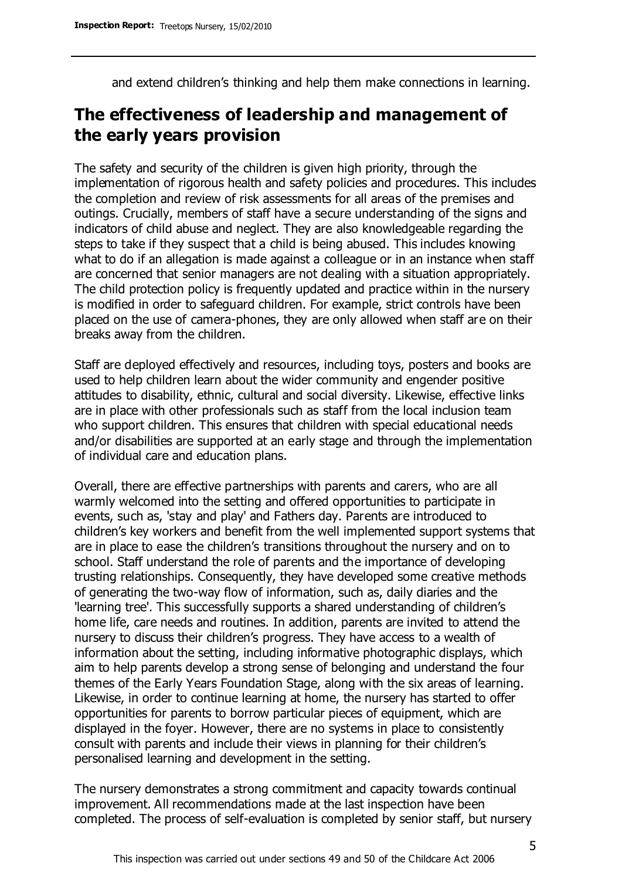and extend children's thinking and help them make connections in learning.

## The effectiveness of leadership and management of the early years provision

The safety and security of the children is given high priority, through the implementation of rigorous health and safety policies and procedures. This includes the completion and review of risk assessments for all areas of the premises and outings. Crucially, members of staff have a secure understanding of the signs and indicators of child abuse and neglect. They are also knowledgeable regarding the steps to take if they suspect that a child is being abused. This includes knowing what to do if an allegation is made against a colleague or in an instance when staff are concerned that senior managers are not dealing with a situation appropriately. The child protection policy is frequently updated and practice within in the nursery is modified in order to safeguard children. For example, strict controls have been placed on the use of camera-phones, they are only allowed when staff are on their breaks away from the children.

Staff are deployed effectively and resources, including toys, posters and books are used to help children learn about the wider community and engender positive attitudes to disability, ethnic, cultural and social diversity. Likewise, effective links are in place with other professionals such as staff from the local inclusion team who support children. This ensures that children with special educational needs and/or disabilities are supported at an early stage and through the implementation of individual care and education plans.

Overall, there are effective partnerships with parents and carers, who are all warmly welcomed into the setting and offered opportunities to participate in events, such as, 'stay and play' and Fathers day. Parents are introduced to children's key workers and benefit from the well implemented support systems that are in place to ease the children's transitions throughout the nursery and on to school. Staff understand the role of parents and the importance of developing trusting relationships. Consequently, they have developed some creative methods of generating the two-way flow of information, such as, daily diaries and the 'learning tree'. This successfully supports a shared understanding of children's home life, care needs and routines. In addition, parents are invited to attend the nursery to discuss their children's progress. They have access to a wealth of information about the setting, including informative photographic displays, which aim to help parents develop a strong sense of belonging and understand the four themes of the Early Years Foundation Stage, along with the six areas of learning. Likewise, in order to continue learning at home, the nursery has started to offer opportunities for parents to borrow particular pieces of equipment, which are displayed in the foyer. However, there are no systems in place to consistently consult with parents and include their views in planning for their children's personalised learning and development in the setting.

The nursery demonstrates a strong commitment and capacity towards continual improvement. All recommendations made at the last inspection have been completed. The process of self-evaluation is completed by senior staff, but nursery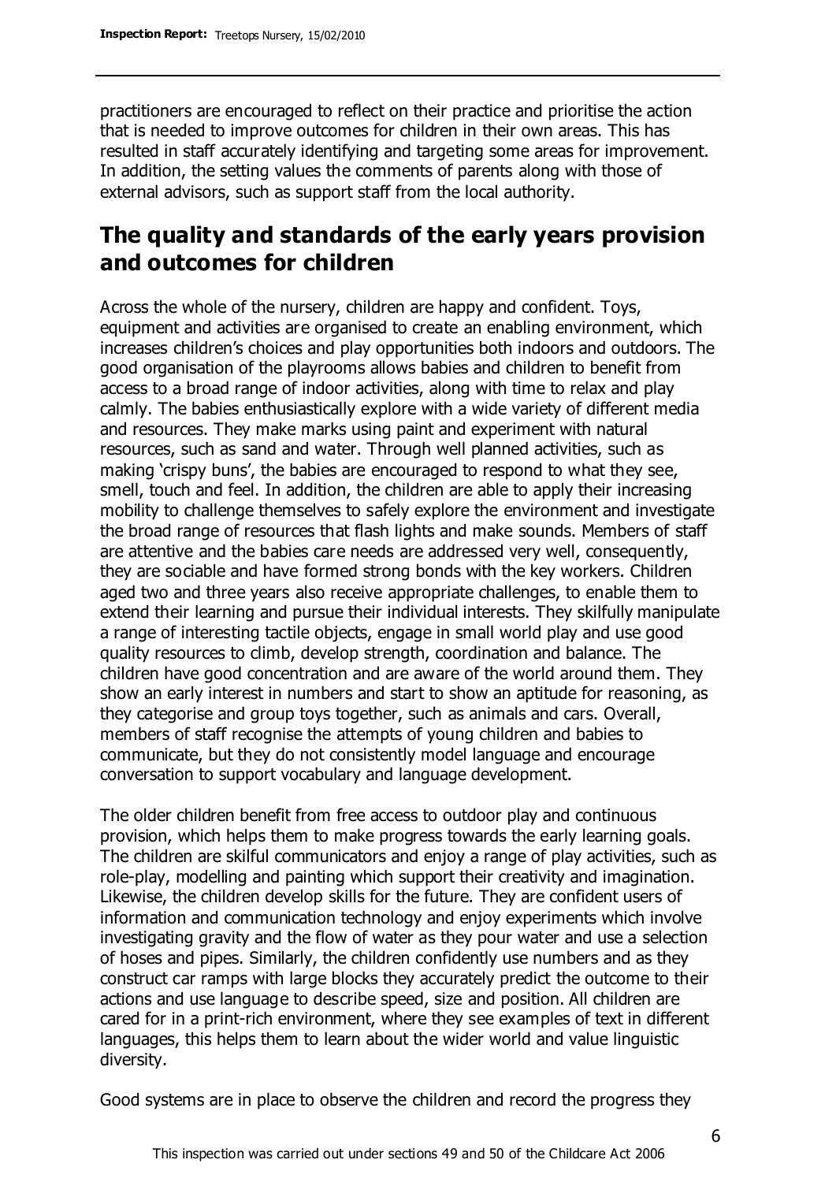practitioners are encouraged to reflect on their practice and prioritise the action that is needed to improve outcomes for children in their own areas. This has resulted in staff accurately identifying and targeting some areas for improvement. In addition, the setting values the comments of parents along with those of external advisors, such as support staff from the local authority.

## The quality and standards of the early years provision and outcomes for children

Across the whole of the nursery, children are happy and confident. Toys, equipment and activities are organised to create an enabling environment, which increases children's choices and play opportunities both indoors and outdoors. The good organisation of the playrooms allows babies and children to benefit from access to a broad range of indoor activities, along with time to relax and play calmly. The babies enthusiastically explore with a wide variety of different media and resources. They make marks using paint and experiment with natural resources, such as sand and water. Through well planned activities, such as making 'crispy buns', the babies are encouraged to respond to what they see, smell, touch and feel. In addition, the children are able to apply their increasing mobility to challenge themselves to safely explore the environment and investigate the broad range of resources that flash lights and make sounds. Members of staff are attentive and the babies care needs are addressed very well, consequently, they are sociable and have formed strong bonds with the key workers. Children aged two and three years also receive appropriate challenges, to enable them to extend their learning and pursue their individual interests. They skilfully manipulate a range of interesting tactile objects, engage in small world play and use good quality resources to climb, develop strength, coordination and balance. The children have good concentration and are aware of the world around them. They show an early interest in numbers and start to show an aptitude for reasoning, as they categorise and group toys together, such as animals and cars. Overall, members of staff recognise the attempts of young children and babies to communicate, but they do not consistently model language and encourage conversation to support vocabulary and language development.

The older children benefit from free access to outdoor play and continuous provision, which helps them to make progress towards the early learning goals. The children are skilful communicators and enjoy a range of play activities, such as role-play, modelling and painting which support their creativity and imagination. Likewise, the children develop skills for the future. They are confident users of information and communication technology and enjoy experiments which involve investigating gravity and the flow of water as they pour water and use a selection of hoses and pipes. Similarly, the children confidently use numbers and as they construct car ramps with large blocks they accurately predict the outcome to their actions and use language to describe speed, size and position. All children are cared for in a print-rich environment, where they see examples of text in different languages, this helps them to learn about the wider world and value linguistic diversity.

Good systems are in place to observe the children and record the progress they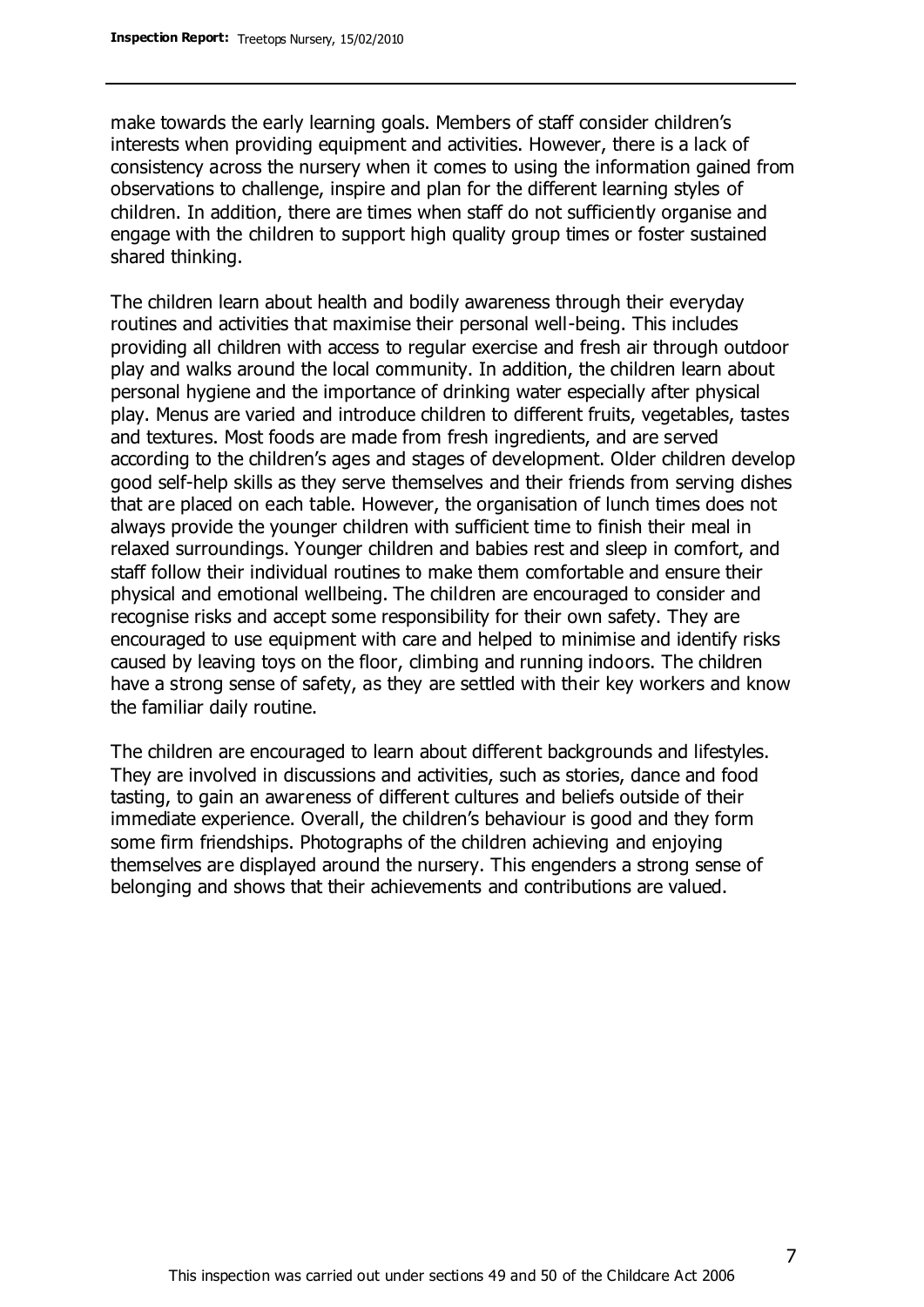make towards the early learning goals. Members of staff consider children's interests when providing equipment and activities. However, there is a lack of consistency across the nursery when it comes to using the information gained from observations to challenge, inspire and plan for the different learning styles of children. In addition, there are times when staff do not sufficiently organise and engage with the children to support high quality group times or foster sustained shared thinking.

The children learn about health and bodily awareness through their everyday routines and activities that maximise their personal well-being. This includes providing all children with access to regular exercise and fresh air through outdoor play and walks around the local community. In addition, the children learn about personal hygiene and the importance of drinking water especially after physical play. Menus are varied and introduce children to different fruits, vegetables, tastes and textures. Most foods are made from fresh ingredients, and are served according to the children's ages and stages of development. Older children develop good self-help skills as they serve themselves and their friends from serving dishes that are placed on each table. However, the organisation of lunch times does not always provide the younger children with sufficient time to finish their meal in relaxed surroundings. Younger children and babies rest and sleep in comfort, and staff follow their individual routines to make them comfortable and ensure their physical and emotional wellbeing. The children are encouraged to consider and recognise risks and accept some responsibility for their own safety. They are encouraged to use equipment with care and helped to minimise and identify risks caused by leaving toys on the floor, climbing and running indoors. The children have a strong sense of safety, as they are settled with their key workers and know the familiar daily routine.

The children are encouraged to learn about different backgrounds and lifestyles. They are involved in discussions and activities, such as stories, dance and food tasting, to gain an awareness of different cultures and beliefs outside of their immediate experience. Overall, the children's behaviour is good and they form some firm friendships. Photographs of the children achieving and enjoying themselves are displayed around the nursery. This engenders a strong sense of belonging and shows that their achievements and contributions are valued.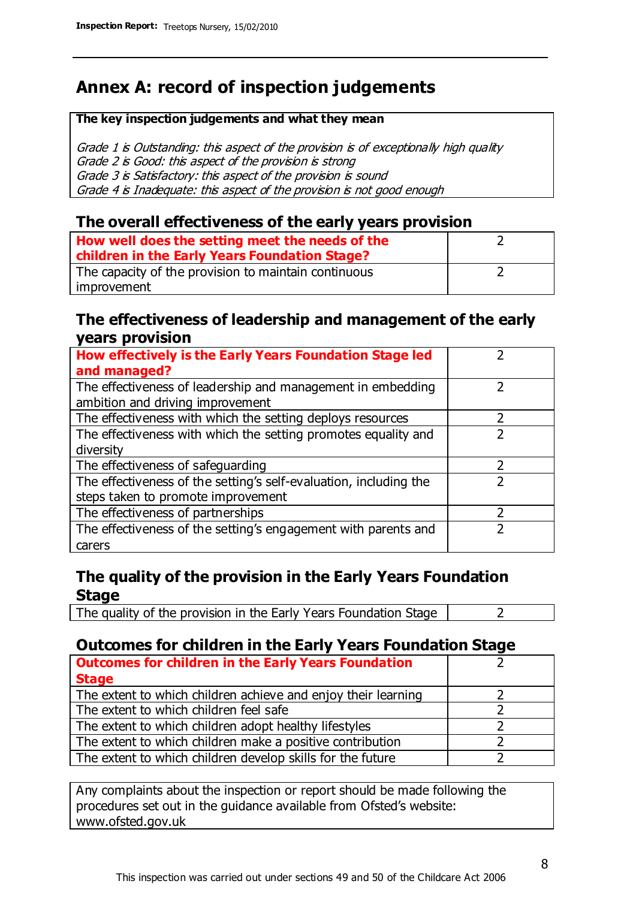# Annex A: record of inspection judgements

**The key inspection judgements and what they mean**

*Grade 1 is Outstanding: this aspect of the provision is of exceptionally high quality*
*Grade 2 is Good: this aspect of the provision is strong*
*Grade 3 is Satisfactory: this aspect of the provision is sound*
*Grade 4 is Inadequate: this aspect of the provision is not good enough*

## The overall effectiveness of the early years provision

| How well does the setting meet the needs of the children in the Early Years Foundation Stage? | 2 |
|---|---|
| The capacity of the provision to maintain continuous improvement | 2 |

## The effectiveness of leadership and management of the early years provision

| How effectively is the Early Years Foundation Stage led and managed? | 2 |
|---|---|
| The effectiveness of leadership and management in embedding ambition and driving improvement | 2 |
| The effectiveness with which the setting deploys resources | 2 |
| The effectiveness with which the setting promotes equality and diversity | 2 |
| The effectiveness of safeguarding | 2 |
| The effectiveness of the setting's self-evaluation, including the steps taken to promote improvement | 2 |
| The effectiveness of partnerships | 2 |
| The effectiveness of the setting's engagement with parents and carers | 2 |

## The quality of the provision in the Early Years Foundation Stage

| The quality of the provision in the Early Years Foundation Stage | 2 |
|---|---|

## Outcomes for children in the Early Years Foundation Stage

| Outcomes for children in the Early Years Foundation Stage | 2 |
|---|---|
| The extent to which children achieve and enjoy their learning | 2 |
| The extent to which children feel safe | 2 |
| The extent to which children adopt healthy lifestyles | 2 |
| The extent to which children make a positive contribution | 2 |
| The extent to which children develop skills for the future | 2 |

Any complaints about the inspection or report should be made following the procedures set out in the guidance available from Ofsted's website: www.ofsted.gov.uk

This inspection was carried out under sections 49 and 50 of the Childcare Act 2006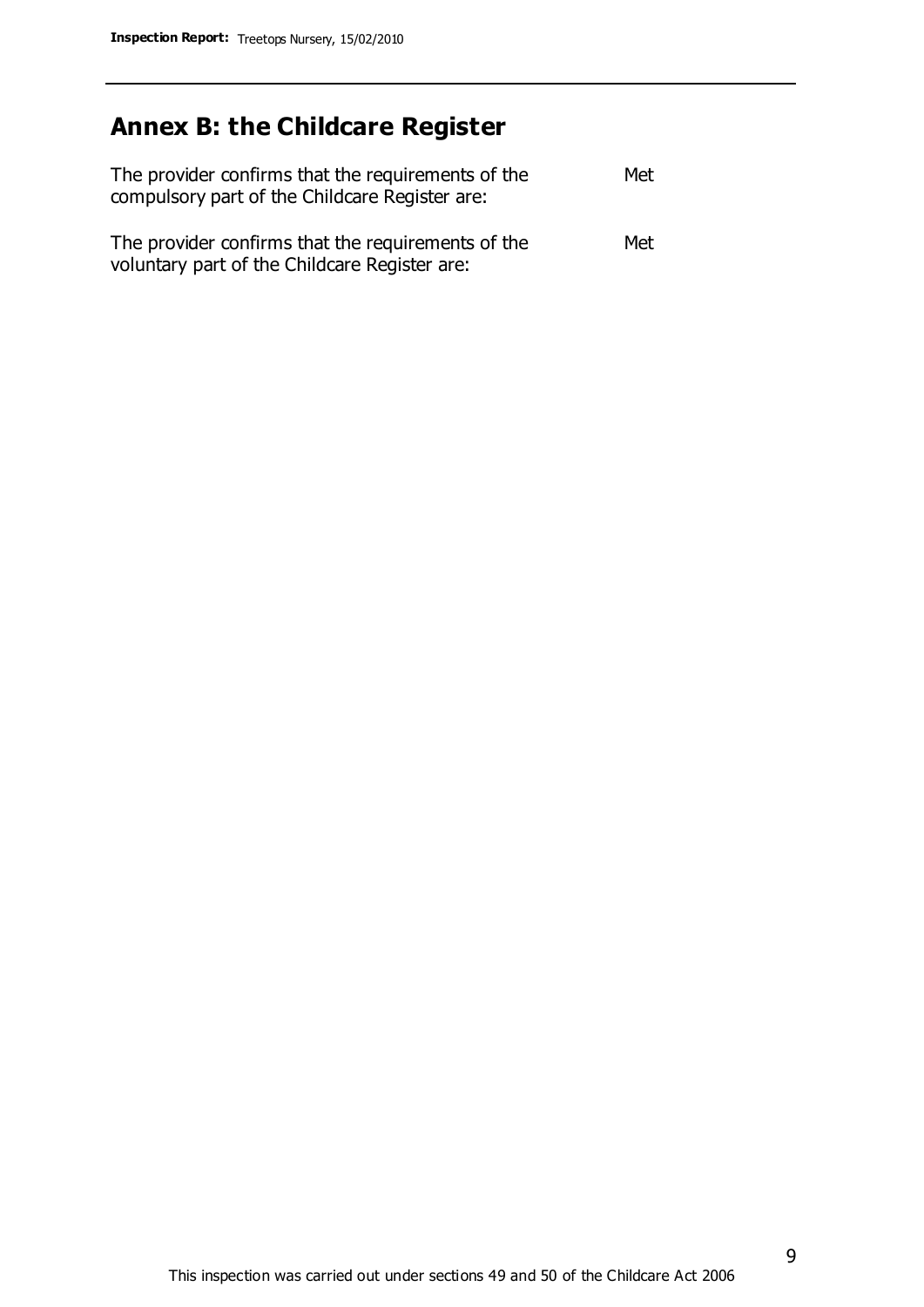## Annex B: the Childcare Register

| | |
|---|---|
| The provider confirms that the requirements of the compulsory part of the Childcare Register are: | Met |
| The provider confirms that the requirements of the voluntary part of the Childcare Register are: | Met |

This inspection was carried out under sections 49 and 50 of the Childcare Act 2006